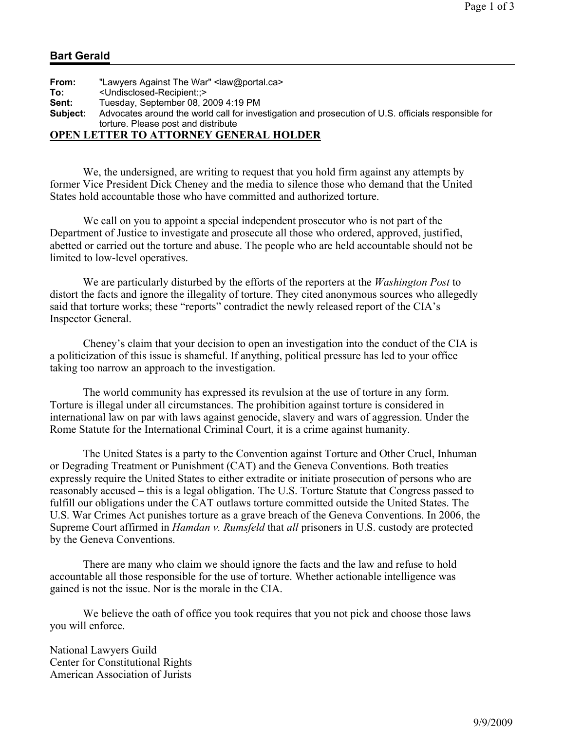## Bart Gerald

**From:** "Lawyers Against The War" <law@portal.ca>
**To:** <Undisclosed-Recipient:;>
**Sent:** Tuesday, September 08, 2009 4:19 PM
**Subject:** Advocates around the world call for investigation and prosecution of U.S. officials responsible for torture. Please post and distribute

**OPEN LETTER TO ATTORNEY GENERAL HOLDER**

We, the undersigned, are writing to request that you hold firm against any attempts by former Vice President Dick Cheney and the media to silence those who demand that the United States hold accountable those who have committed and authorized torture.

We call on you to appoint a special independent prosecutor who is not part of the Department of Justice to investigate and prosecute all those who ordered, approved, justified, abetted or carried out the torture and abuse. The people who are held accountable should not be limited to low-level operatives.

We are particularly disturbed by the efforts of the reporters at the *Washington Post* to distort the facts and ignore the illegality of torture. They cited anonymous sources who allegedly said that torture works; these "reports" contradict the newly released report of the CIA's Inspector General.

Cheney's claim that your decision to open an investigation into the conduct of the CIA is a politicization of this issue is shameful. If anything, political pressure has led to your office taking too narrow an approach to the investigation.

The world community has expressed its revulsion at the use of torture in any form. Torture is illegal under all circumstances. The prohibition against torture is considered in international law on par with laws against genocide, slavery and wars of aggression. Under the Rome Statute for the International Criminal Court, it is a crime against humanity.

The United States is a party to the Convention against Torture and Other Cruel, Inhuman or Degrading Treatment or Punishment (CAT) and the Geneva Conventions. Both treaties expressly require the United States to either extradite or initiate prosecution of persons who are reasonably accused – this is a legal obligation. The U.S. Torture Statute that Congress passed to fulfill our obligations under the CAT outlaws torture committed outside the United States. The U.S. War Crimes Act punishes torture as a grave breach of the Geneva Conventions. In 2006, the Supreme Court affirmed in *Hamdan v. Rumsfeld* that *all* prisoners in U.S. custody are protected by the Geneva Conventions.

There are many who claim we should ignore the facts and the law and refuse to hold accountable all those responsible for the use of torture. Whether actionable intelligence was gained is not the issue. Nor is the morale in the CIA.

We believe the oath of office you took requires that you not pick and choose those laws you will enforce.

National Lawyers Guild
Center for Constitutional Rights
American Association of Jurists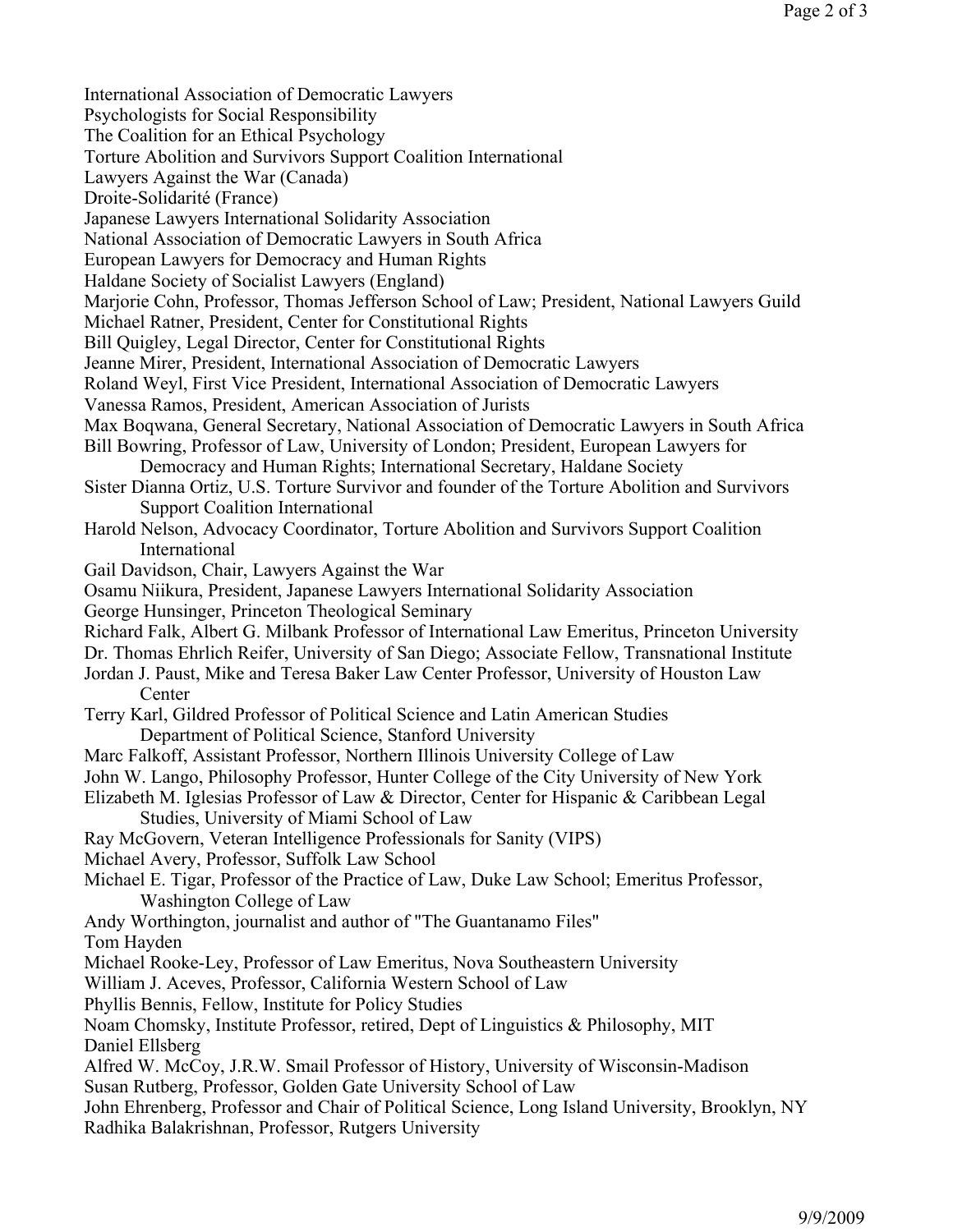International Association of Democratic Lawyers
Psychologists for Social Responsibility
The Coalition for an Ethical Psychology
Torture Abolition and Survivors Support Coalition International
Lawyers Against the War (Canada)
Droite-Solidarité (France)
Japanese Lawyers International Solidarity Association
National Association of Democratic Lawyers in South Africa
European Lawyers for Democracy and Human Rights
Haldane Society of Socialist Lawyers (England)
Marjorie Cohn, Professor, Thomas Jefferson School of Law; President, National Lawyers Guild
Michael Ratner, President, Center for Constitutional Rights
Bill Quigley, Legal Director, Center for Constitutional Rights
Jeanne Mirer, President, International Association of Democratic Lawyers
Roland Weyl, First Vice President, International Association of Democratic Lawyers
Vanessa Ramos, President, American Association of Jurists
Max Boqwana, General Secretary, National Association of Democratic Lawyers in South Africa
Bill Bowring, Professor of Law, University of London; President, European Lawyers for Democracy and Human Rights; International Secretary, Haldane Society
Sister Dianna Ortiz, U.S. Torture Survivor and founder of the Torture Abolition and Survivors Support Coalition International
Harold Nelson, Advocacy Coordinator, Torture Abolition and Survivors Support Coalition International
Gail Davidson, Chair, Lawyers Against the War
Osamu Niikura, President, Japanese Lawyers International Solidarity Association
George Hunsinger, Princeton Theological Seminary
Richard Falk, Albert G. Milbank Professor of International Law Emeritus, Princeton University
Dr. Thomas Ehrlich Reifer, University of San Diego; Associate Fellow, Transnational Institute
Jordan J. Paust, Mike and Teresa Baker Law Center Professor, University of Houston Law Center
Terry Karl, Gildred Professor of Political Science and Latin American Studies Department of Political Science, Stanford University
Marc Falkoff, Assistant Professor, Northern Illinois University College of Law
John W. Lango, Philosophy Professor, Hunter College of the City University of New York
Elizabeth M. Iglesias Professor of Law & Director, Center for Hispanic & Caribbean Legal Studies, University of Miami School of Law
Ray McGovern, Veteran Intelligence Professionals for Sanity (VIPS)
Michael Avery, Professor, Suffolk Law School
Michael E. Tigar, Professor of the Practice of Law, Duke Law School; Emeritus Professor, Washington College of Law
Andy Worthington, journalist and author of "The Guantanamo Files"
Tom Hayden
Michael Rooke-Ley, Professor of Law Emeritus, Nova Southeastern University
William J. Aceves, Professor, California Western School of Law
Phyllis Bennis, Fellow, Institute for Policy Studies
Noam Chomsky, Institute Professor, retired, Dept of Linguistics & Philosophy, MIT
Daniel Ellsberg
Alfred W. McCoy, J.R.W. Smail Professor of History, University of Wisconsin-Madison
Susan Rutberg, Professor, Golden Gate University School of Law
John Ehrenberg, Professor and Chair of Political Science, Long Island University, Brooklyn, NY
Radhika Balakrishnan, Professor, Rutgers University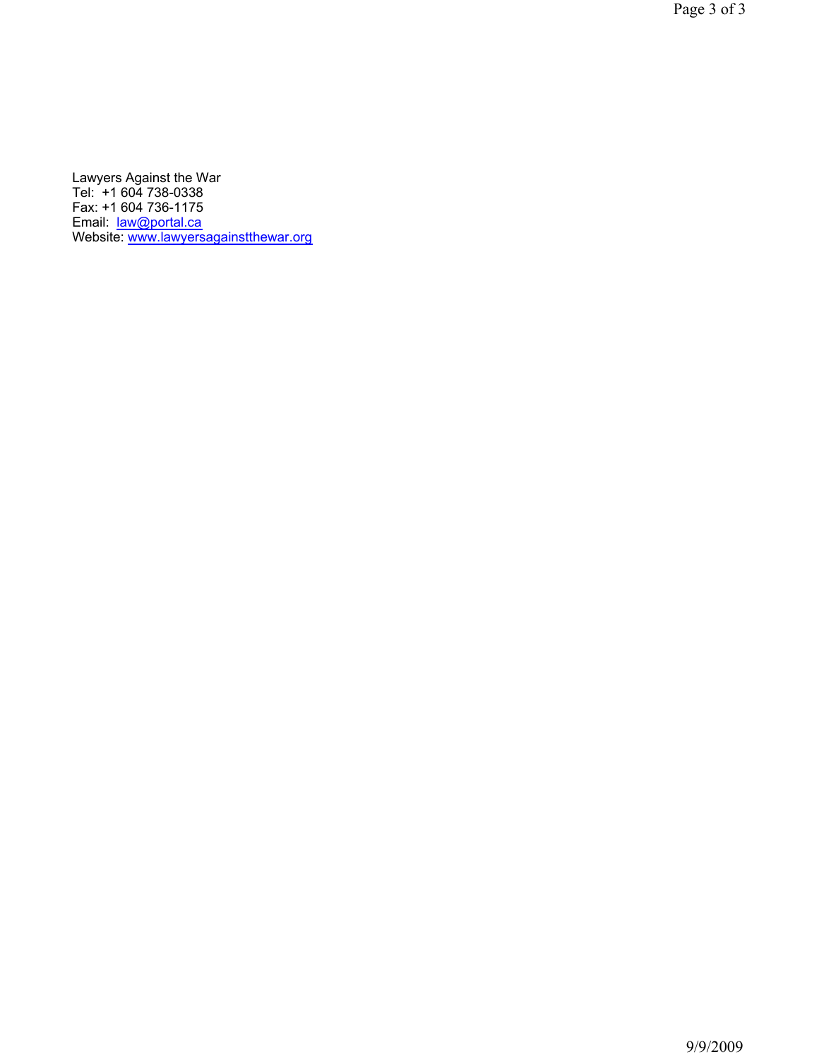Lawyers Against the War
Tel: +1 604 738-0338
Fax: +1 604 736-1175
Email: law@portal.ca
Website: www.lawyersagainstthewar.org